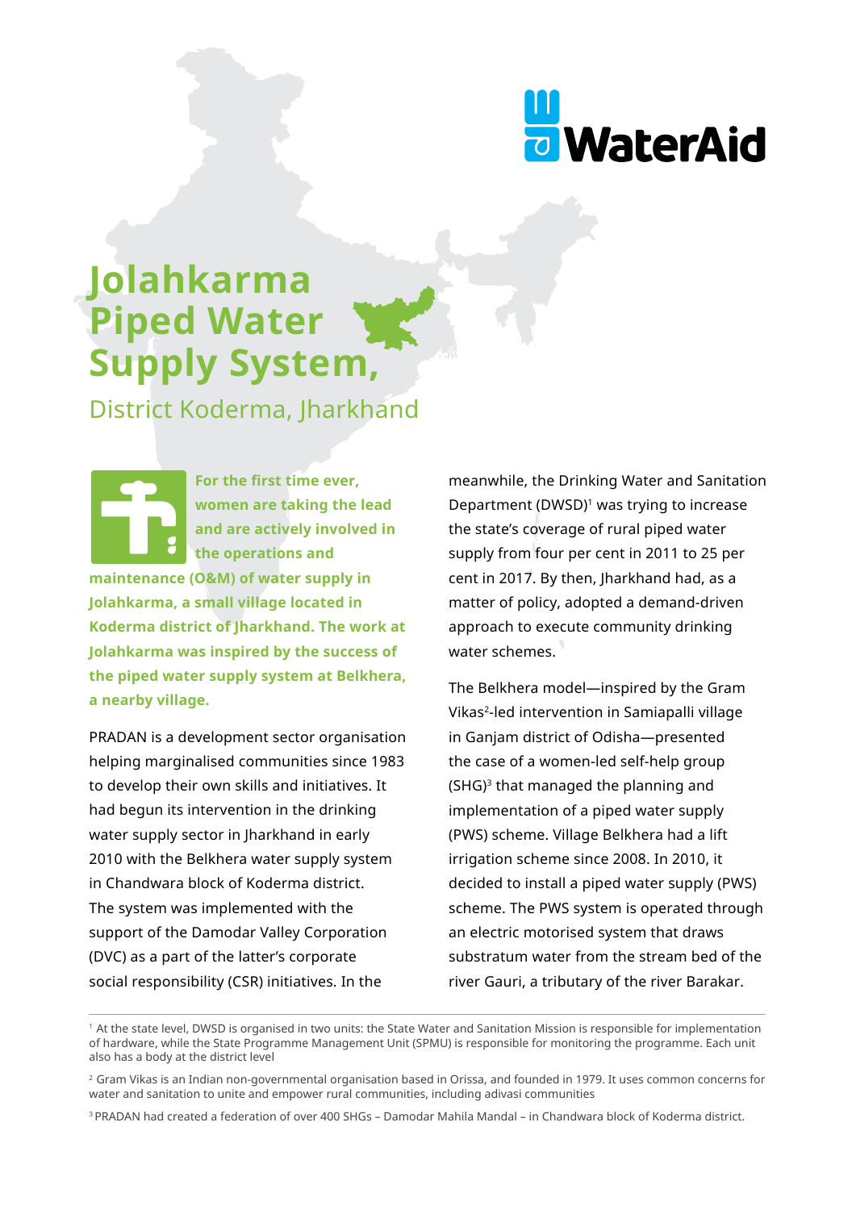# Jolahkarma Piped Water Supply System,

## District Koderma, Jharkhand

**For the first time ever, women are taking the lead and are actively involved in the operations and maintenance (O&M) of water supply in Jolahkarma, a small village located in Koderma district of Jharkhand. The work at Jolahkarma was inspired by the success of the piped water supply system at Belkhera, a nearby village.**

PRADAN is a development sector organisation helping marginalised communities since 1983 to develop their own skills and initiatives. It had begun its intervention in the drinking water supply sector in Jharkhand in early 2010 with the Belkhera water supply system in Chandwara block of Koderma district. The system was implemented with the support of the Damodar Valley Corporation (DVC) as a part of the latter's corporate social responsibility (CSR) initiatives. In the meanwhile, the Drinking Water and Sanitation Department (DWSD)[1] was trying to increase the state's coverage of rural piped water supply from four per cent in 2011 to 25 per cent in 2017. By then, Jharkhand had, as a matter of policy, adopted a demand-driven approach to execute community drinking water schemes.

The Belkhera model—inspired by the Gram Vikas[2]-led intervention in Samiapalli village in Ganjam district of Odisha—presented the case of a women-led self-help group (SHG)[3] that managed the planning and implementation of a piped water supply (PWS) scheme. Village Belkhera had a lift irrigation scheme since 2008. In 2010, it decided to install a piped water supply (PWS) scheme. The PWS system is operated through an electric motorised system that draws substratum water from the stream bed of the river Gauri, a tributary of the river Barakar.

---

[1] At the state level, DWSD is organised in two units: the State Water and Sanitation Mission is responsible for implementation of hardware, while the State Programme Management Unit (SPMU) is responsible for monitoring the programme. Each unit also has a body at the district level

[2] Gram Vikas is an Indian non-governmental organisation based in Orissa, and founded in 1979. It uses common concerns for water and sanitation to unite and empower rural communities, including adivasi communities

[3] PRADAN had created a federation of over 400 SHGs – Damodar Mahila Mandal – in Chandwara block of Koderma district.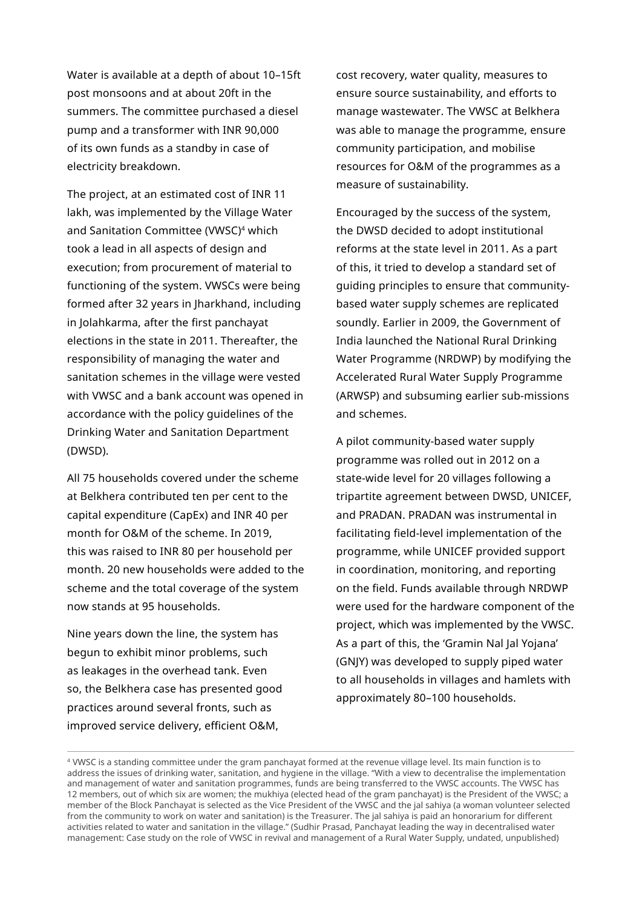Water is available at a depth of about 10–15ft post monsoons and at about 20ft in the summers. The committee purchased a diesel pump and a transformer with INR 90,000 of its own funds as a standby in case of electricity breakdown.

The project, at an estimated cost of INR 11 lakh, was implemented by the Village Water and Sanitation Committee (VWSC)[4] which took a lead in all aspects of design and execution; from procurement of material to functioning of the system. VWSCs were being formed after 32 years in Jharkhand, including in Jolahkarma, after the first panchayat elections in the state in 2011. Thereafter, the responsibility of managing the water and sanitation schemes in the village were vested with VWSC and a bank account was opened in accordance with the policy guidelines of the Drinking Water and Sanitation Department (DWSD).

All 75 households covered under the scheme at Belkhera contributed ten per cent to the capital expenditure (CapEx) and INR 40 per month for O&M of the scheme. In 2019, this was raised to INR 80 per household per month. 20 new households were added to the scheme and the total coverage of the system now stands at 95 households.

Nine years down the line, the system has begun to exhibit minor problems, such as leakages in the overhead tank. Even so, the Belkhera case has presented good practices around several fronts, such as improved service delivery, efficient O&M, cost recovery, water quality, measures to ensure source sustainability, and efforts to manage wastewater. The VWSC at Belkhera was able to manage the programme, ensure community participation, and mobilise resources for O&M of the programmes as a measure of sustainability.

Encouraged by the success of the system, the DWSD decided to adopt institutional reforms at the state level in 2011. As a part of this, it tried to develop a standard set of guiding principles to ensure that community-based water supply schemes are replicated soundly. Earlier in 2009, the Government of India launched the National Rural Drinking Water Programme (NRDWP) by modifying the Accelerated Rural Water Supply Programme (ARWSP) and subsuming earlier sub-missions and schemes.

A pilot community-based water supply programme was rolled out in 2012 on a state-wide level for 20 villages following a tripartite agreement between DWSD, UNICEF, and PRADAN. PRADAN was instrumental in facilitating field-level implementation of the programme, while UNICEF provided support in coordination, monitoring, and reporting on the field. Funds available through NRDWP were used for the hardware component of the project, which was implemented by the VWSC. As a part of this, the 'Gramin Nal Jal Yojana' (GNJY) was developed to supply piped water to all households in villages and hamlets with approximately 80–100 households.

---

[4] VWSC is a standing committee under the gram panchayat formed at the revenue village level. Its main function is to address the issues of drinking water, sanitation, and hygiene in the village. "With a view to decentralise the implementation and management of water and sanitation programmes, funds are being transferred to the VWSC accounts. The VWSC has 12 members, out of which six are women; the mukhiya (elected head of the gram panchayat) is the President of the VWSC; a member of the Block Panchayat is selected as the Vice President of the VWSC and the jal sahiya (a woman volunteer selected from the community to work on water and sanitation) is the Treasurer. The jal sahiya is paid an honorarium for different activities related to water and sanitation in the village." (Sudhir Prasad, Panchayat leading the way in decentralised water management: Case study on the role of VWSC in revival and management of a Rural Water Supply, undated, unpublished)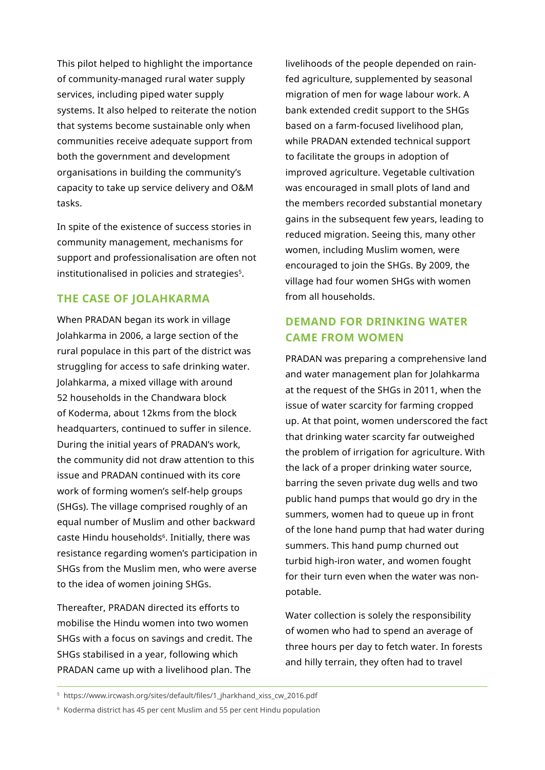This pilot helped to highlight the importance of community-managed rural water supply services, including piped water supply systems. It also helped to reiterate the notion that systems become sustainable only when communities receive adequate support from both the government and development organisations in building the community's capacity to take up service delivery and O&M tasks.

In spite of the existence of success stories in community management, mechanisms for support and professionalisation are often not institutionalised in policies and strategies[5].

## THE CASE OF JOLAHKARMA

When PRADAN began its work in village Jolahkarma in 2006, a large section of the rural populace in this part of the district was struggling for access to safe drinking water. Jolahkarma, a mixed village with around 52 households in the Chandwara block of Koderma, about 12kms from the block headquarters, continued to suffer in silence. During the initial years of PRADAN's work, the community did not draw attention to this issue and PRADAN continued with its core work of forming women's self-help groups (SHGs). The village comprised roughly of an equal number of Muslim and other backward caste Hindu households[6]. Initially, there was resistance regarding women's participation in SHGs from the Muslim men, who were averse to the idea of women joining SHGs.

Thereafter, PRADAN directed its efforts to mobilise the Hindu women into two women SHGs with a focus on savings and credit. The SHGs stabilised in a year, following which PRADAN came up with a livelihood plan. The livelihoods of the people depended on rain-fed agriculture, supplemented by seasonal migration of men for wage labour work. A bank extended credit support to the SHGs based on a farm-focused livelihood plan, while PRADAN extended technical support to facilitate the groups in adoption of improved agriculture. Vegetable cultivation was encouraged in small plots of land and the members recorded substantial monetary gains in the subsequent few years, leading to reduced migration. Seeing this, many other women, including Muslim women, were encouraged to join the SHGs. By 2009, the village had four women SHGs with women from all households.

## DEMAND FOR DRINKING WATER CAME FROM WOMEN

PRADAN was preparing a comprehensive land and water management plan for Jolahkarma at the request of the SHGs in 2011, when the issue of water scarcity for farming cropped up. At that point, women underscored the fact that drinking water scarcity far outweighed the problem of irrigation for agriculture. With the lack of a proper drinking water source, barring the seven private dug wells and two public hand pumps that would go dry in the summers, women had to queue up in front of the lone hand pump that had water during summers. This hand pump churned out turbid high-iron water, and women fought for their turn even when the water was non-potable.

Water collection is solely the responsibility of women who had to spend an average of three hours per day to fetch water. In forests and hilly terrain, they often had to travel

---

[5] https://www.ircwash.org/sites/default/files/1_jharkhand_xiss_cw_2016.pdf

[6] Koderma district has 45 per cent Muslim and 55 per cent Hindu population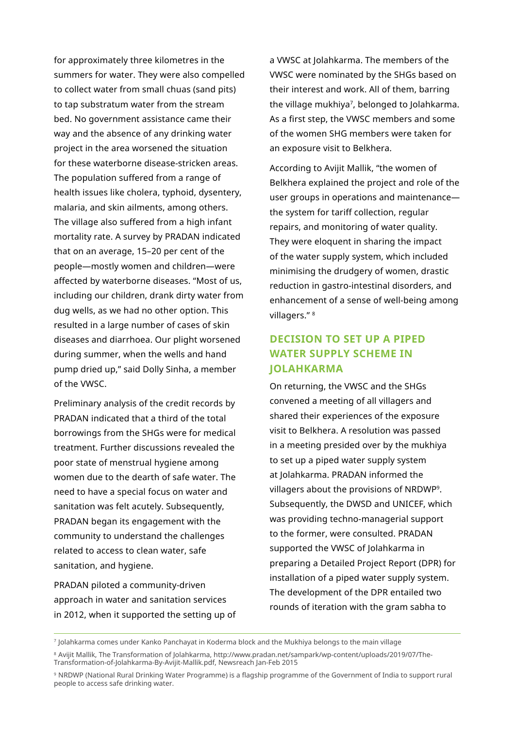for approximately three kilometres in the summers for water. They were also compelled to collect water from small chuas (sand pits) to tap substratum water from the stream bed. No government assistance came their way and the absence of any drinking water project in the area worsened the situation for these waterborne disease-stricken areas. The population suffered from a range of health issues like cholera, typhoid, dysentery, malaria, and skin ailments, among others. The village also suffered from a high infant mortality rate. A survey by PRADAN indicated that on an average, 15–20 per cent of the people—mostly women and children—were affected by waterborne diseases. "Most of us, including our children, drank dirty water from dug wells, as we had no other option. This resulted in a large number of cases of skin diseases and diarrhoea. Our plight worsened during summer, when the wells and hand pump dried up," said Dolly Sinha, a member of the VWSC.

Preliminary analysis of the credit records by PRADAN indicated that a third of the total borrowings from the SHGs were for medical treatment. Further discussions revealed the poor state of menstrual hygiene among women due to the dearth of safe water. The need to have a special focus on water and sanitation was felt acutely. Subsequently, PRADAN began its engagement with the community to understand the challenges related to access to clean water, safe sanitation, and hygiene.

PRADAN piloted a community-driven approach in water and sanitation services in 2012, when it supported the setting up of a VWSC at Jolahkarma. The members of the VWSC were nominated by the SHGs based on their interest and work. All of them, barring the village mukhiya[7], belonged to Jolahkarma. As a first step, the VWSC members and some of the women SHG members were taken for an exposure visit to Belkhera.

According to Avijit Mallik, "the women of Belkhera explained the project and role of the user groups in operations and maintenance—the system for tariff collection, regular repairs, and monitoring of water quality. They were eloquent in sharing the impact of the water supply system, which included minimising the drudgery of women, drastic reduction in gastro-intestinal disorders, and enhancement of a sense of well-being among villagers." [8]

## DECISION TO SET UP A PIPED WATER SUPPLY SCHEME IN JOLAHKARMA

On returning, the VWSC and the SHGs convened a meeting of all villagers and shared their experiences of the exposure visit to Belkhera. A resolution was passed in a meeting presided over by the mukhiya to set up a piped water supply system at Jolahkarma. PRADAN informed the villagers about the provisions of NRDWP[9]. Subsequently, the DWSD and UNICEF, which was providing techno-managerial support to the former, were consulted. PRADAN supported the VWSC of Jolahkarma in preparing a Detailed Project Report (DPR) for installation of a piped water supply system. The development of the DPR entailed two rounds of iteration with the gram sabha to

---

[7] Jolahkarma comes under Kanko Panchayat in Koderma block and the Mukhiya belongs to the main village

[8] Avijit Mallik, The Transformation of Jolahkarma, http://www.pradan.net/sampark/wp-content/uploads/2019/07/The-Transformation-of-Jolahkarma-By-Avijit-Mallik.pdf, Newsreach Jan-Feb 2015

[9] NRDWP (National Rural Drinking Water Programme) is a flagship programme of the Government of India to support rural people to access safe drinking water.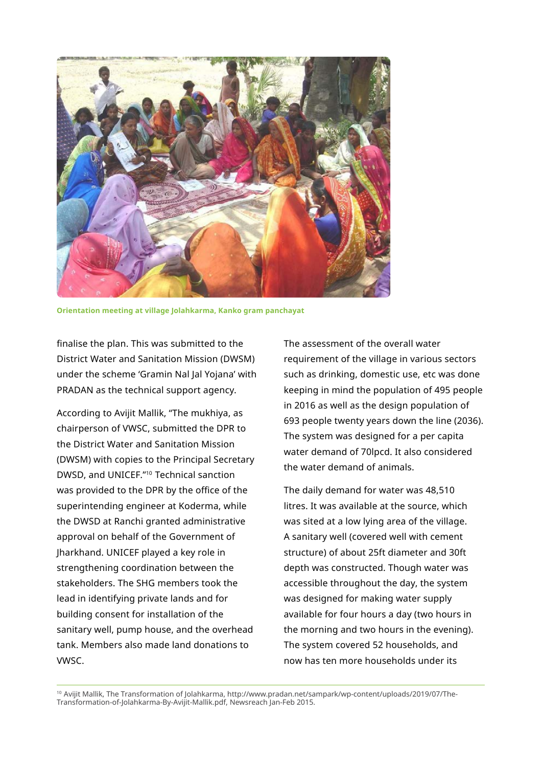Orientation meeting at village Jolahkarma, Kanko gram panchayat

finalise the plan. This was submitted to the District Water and Sanitation Mission (DWSM) under the scheme 'Gramin Nal Jal Yojana' with PRADAN as the technical support agency.

According to Avijit Mallik, "The mukhiya, as chairperson of VWSC, submitted the DPR to the District Water and Sanitation Mission (DWSM) with copies to the Principal Secretary DWSD, and UNICEF."[10] Technical sanction was provided to the DPR by the office of the superintending engineer at Koderma, while the DWSD at Ranchi granted administrative approval on behalf of the Government of Jharkhand. UNICEF played a key role in strengthening coordination between the stakeholders. The SHG members took the lead in identifying private lands and for building consent for installation of the sanitary well, pump house, and the overhead tank. Members also made land donations to VWSC.

The assessment of the overall water requirement of the village in various sectors such as drinking, domestic use, etc was done keeping in mind the population of 495 people in 2016 as well as the design population of 693 people twenty years down the line (2036). The system was designed for a per capita water demand of 70lpcd. It also considered the water demand of animals.

The daily demand for water was 48,510 litres. It was available at the source, which was sited at a low lying area of the village. A sanitary well (covered well with cement structure) of about 25ft diameter and 30ft depth was constructed. Though water was accessible throughout the day, the system was designed for making water supply available for four hours a day (two hours in the morning and two hours in the evening). The system covered 52 households, and now has ten more households under its

[10] Avijit Mallik, The Transformation of Jolahkarma, http://www.pradan.net/sampark/wp-content/uploads/2019/07/The-Transformation-of-Jolahkarma-By-Avijit-Mallik.pdf, Newsreach Jan-Feb 2015.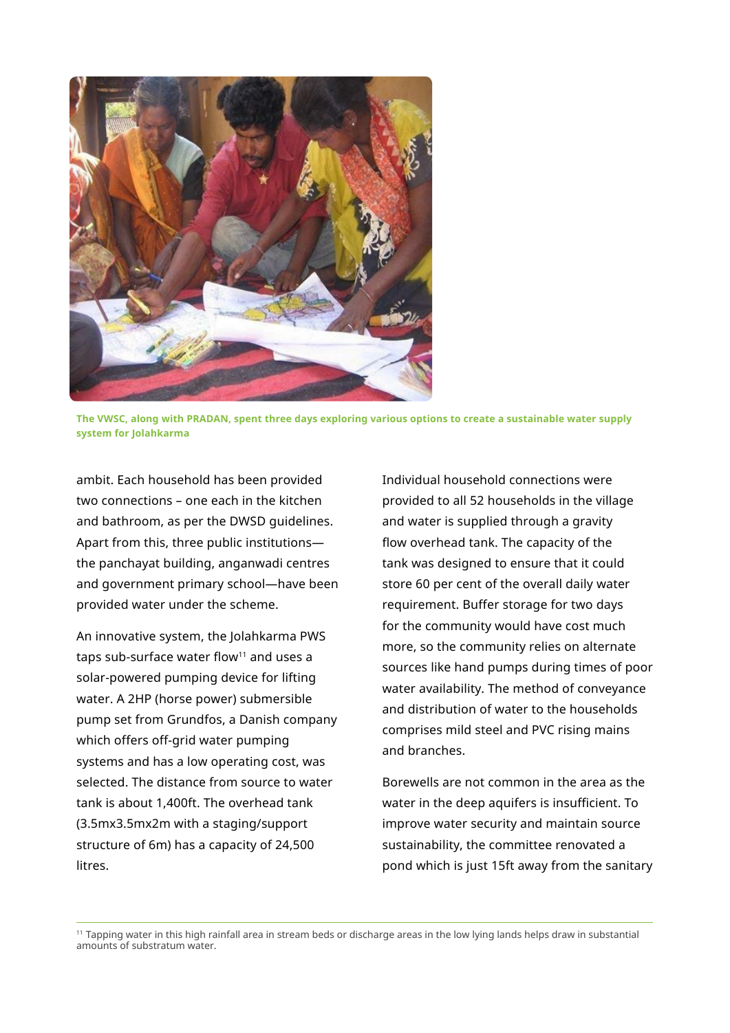The VWSC, along with PRADAN, spent three days exploring various options to create a sustainable water supply system for Jolahkarma

ambit. Each household has been provided two connections – one each in the kitchen and bathroom, as per the DWSD guidelines. Apart from this, three public institutions—the panchayat building, anganwadi centres and government primary school—have been provided water under the scheme.

An innovative system, the Jolahkarma PWS taps sub-surface water flow[11] and uses a solar-powered pumping device for lifting water. A 2HP (horse power) submersible pump set from Grundfos, a Danish company which offers off-grid water pumping systems and has a low operating cost, was selected. The distance from source to water tank is about 1,400ft. The overhead tank (3.5mx3.5mx2m with a staging/support structure of 6m) has a capacity of 24,500 litres.

Individual household connections were provided to all 52 households in the village and water is supplied through a gravity flow overhead tank. The capacity of the tank was designed to ensure that it could store 60 per cent of the overall daily water requirement. Buffer storage for two days for the community would have cost much more, so the community relies on alternate sources like hand pumps during times of poor water availability. The method of conveyance and distribution of water to the households comprises mild steel and PVC rising mains and branches.

Borewells are not common in the area as the water in the deep aquifers is insufficient. To improve water security and maintain source sustainability, the committee renovated a pond which is just 15ft away from the sanitary

[11] Tapping water in this high rainfall area in stream beds or discharge areas in the low lying lands helps draw in substantial amounts of substratum water.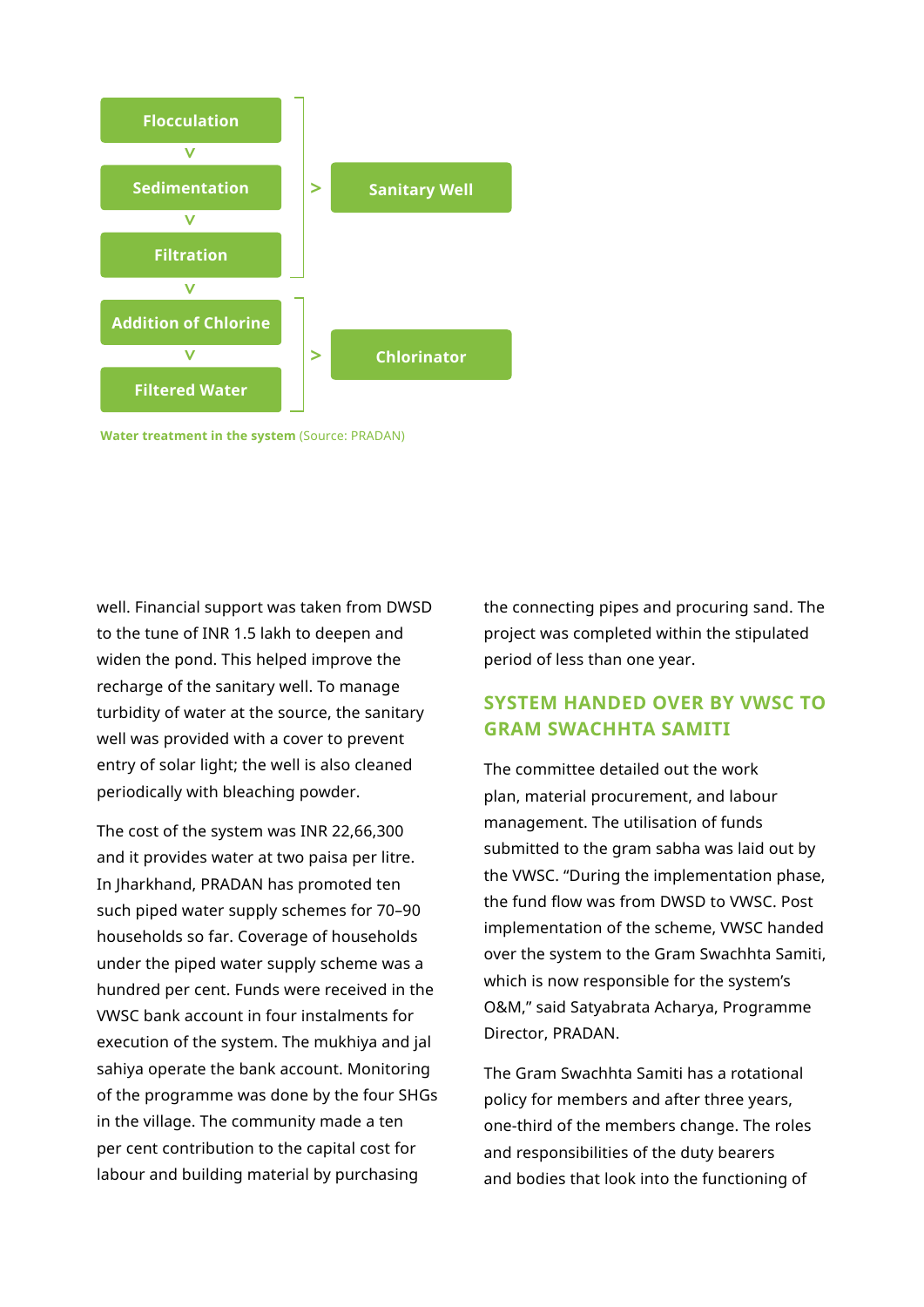Flocculation → Sedimentation → Filtration → Addition of Chlorine → Filtered Water

- Flocculation, Sedimentation, Filtration > **Sanitary Well**
- Addition of Chlorine, Filtered Water > **Chlorinator**

**Water treatment in the system** (Source: PRADAN)

well. Financial support was taken from DWSD to the tune of INR 1.5 lakh to deepen and widen the pond. This helped improve the recharge of the sanitary well. To manage turbidity of water at the source, the sanitary well was provided with a cover to prevent entry of solar light; the well is also cleaned periodically with bleaching powder.

The cost of the system was INR 22,66,300 and it provides water at two paisa per litre. In Jharkhand, PRADAN has promoted ten such piped water supply schemes for 70–90 households so far. Coverage of households under the piped water supply scheme was a hundred per cent. Funds were received in the VWSC bank account in four instalments for execution of the system. The mukhiya and jal sahiya operate the bank account. Monitoring of the programme was done by the four SHGs in the village. The community made a ten per cent contribution to the capital cost for labour and building material by purchasing the connecting pipes and procuring sand. The project was completed within the stipulated period of less than one year.

## SYSTEM HANDED OVER BY VWSC TO GRAM SWACHHTA SAMITI

The committee detailed out the work plan, material procurement, and labour management. The utilisation of funds submitted to the gram sabha was laid out by the VWSC. "During the implementation phase, the fund flow was from DWSD to VWSC. Post implementation of the scheme, VWSC handed over the system to the Gram Swachhta Samiti, which is now responsible for the system's O&M," said Satyabrata Acharya, Programme Director, PRADAN.

The Gram Swachhta Samiti has a rotational policy for members and after three years, one-third of the members change. The roles and responsibilities of the duty bearers and bodies that look into the functioning of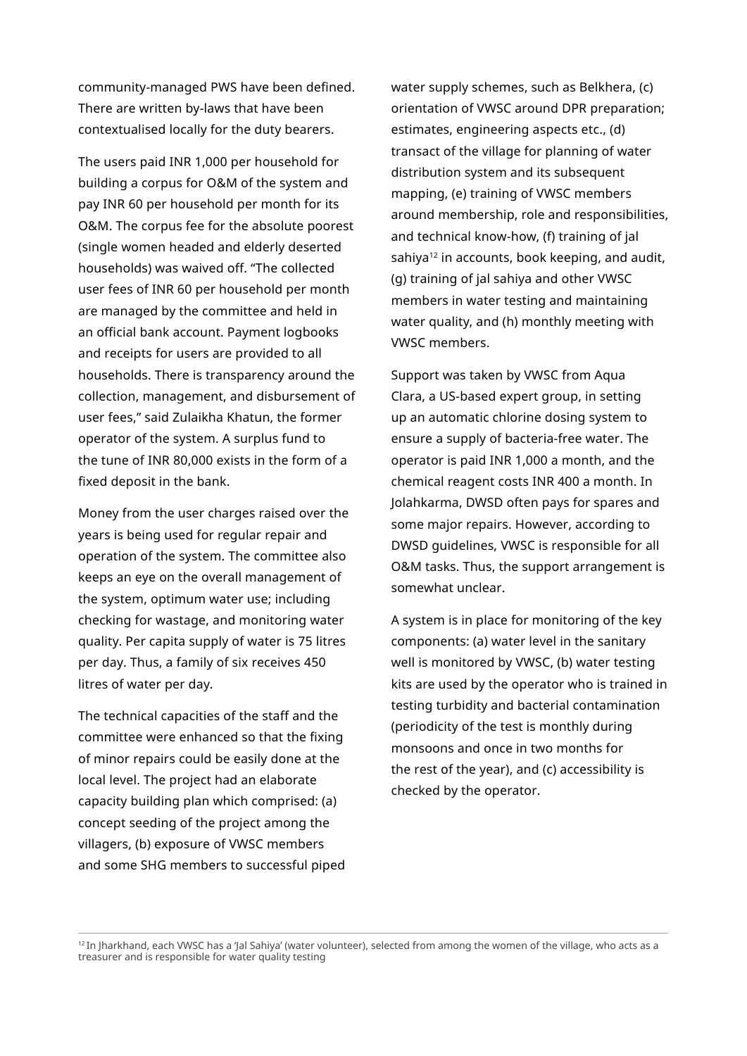community-managed PWS have been defined. There are written by-laws that have been contextualised locally for the duty bearers.

The users paid INR 1,000 per household for building a corpus for O&M of the system and pay INR 60 per household per month for its O&M. The corpus fee for the absolute poorest (single women headed and elderly deserted households) was waived off. "The collected user fees of INR 60 per household per month are managed by the committee and held in an official bank account. Payment logbooks and receipts for users are provided to all households. There is transparency around the collection, management, and disbursement of user fees," said Zulaikha Khatun, the former operator of the system. A surplus fund to the tune of INR 80,000 exists in the form of a fixed deposit in the bank.

Money from the user charges raised over the years is being used for regular repair and operation of the system. The committee also keeps an eye on the overall management of the system, optimum water use; including checking for wastage, and monitoring water quality. Per capita supply of water is 75 litres per day. Thus, a family of six receives 450 litres of water per day.

The technical capacities of the staff and the committee were enhanced so that the fixing of minor repairs could be easily done at the local level. The project had an elaborate capacity building plan which comprised: (a) concept seeding of the project among the villagers, (b) exposure of VWSC members and some SHG members to successful piped water supply schemes, such as Belkhera, (c) orientation of VWSC around DPR preparation; estimates, engineering aspects etc., (d) transact of the village for planning of water distribution system and its subsequent mapping, (e) training of VWSC members around membership, role and responsibilities, and technical know-how, (f) training of jal sahiya[12] in accounts, book keeping, and audit, (g) training of jal sahiya and other VWSC members in water testing and maintaining water quality, and (h) monthly meeting with VWSC members.

Support was taken by VWSC from Aqua Clara, a US-based expert group, in setting up an automatic chlorine dosing system to ensure a supply of bacteria-free water. The operator is paid INR 1,000 a month, and the chemical reagent costs INR 400 a month. In Jolahkarma, DWSD often pays for spares and some major repairs. However, according to DWSD guidelines, VWSC is responsible for all O&M tasks. Thus, the support arrangement is somewhat unclear.

A system is in place for monitoring of the key components: (a) water level in the sanitary well is monitored by VWSC, (b) water testing kits are used by the operator who is trained in testing turbidity and bacterial contamination (periodicity of the test is monthly during monsoons and once in two months for the rest of the year), and (c) accessibility is checked by the operator.

---

[12] In Jharkhand, each VWSC has a 'Jal Sahiya' (water volunteer), selected from among the women of the village, who acts as a treasurer and is responsible for water quality testing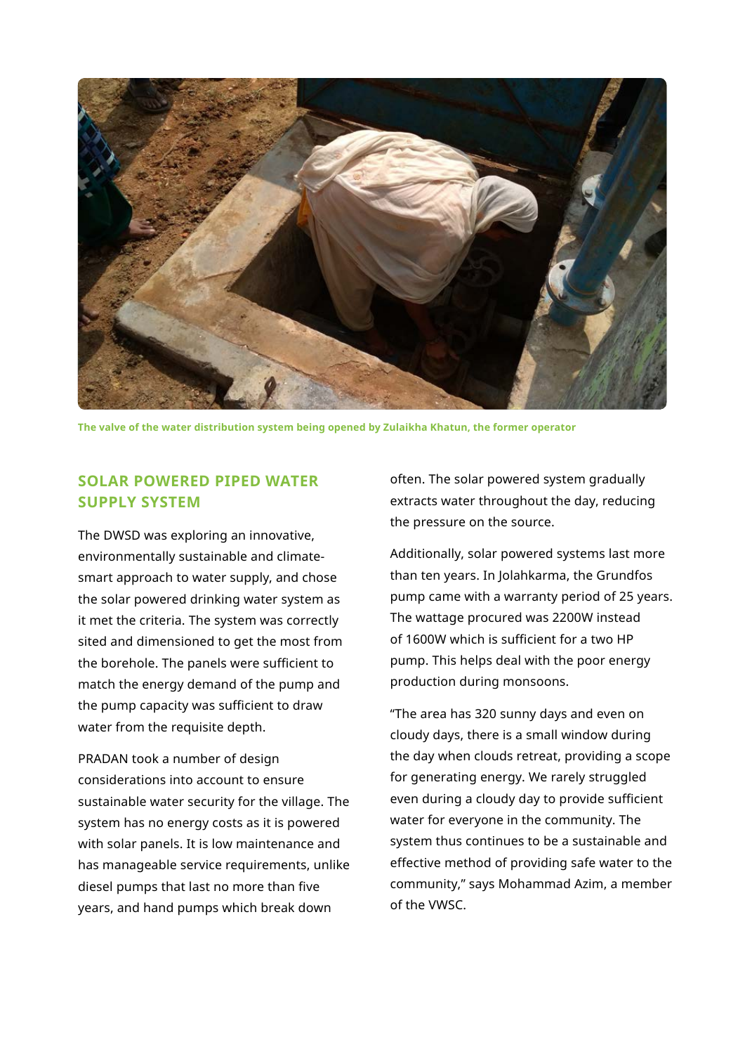The valve of the water distribution system being opened by Zulaikha Khatun, the former operator

## SOLAR POWERED PIPED WATER SUPPLY SYSTEM

The DWSD was exploring an innovative, environmentally sustainable and climate-smart approach to water supply, and chose the solar powered drinking water system as it met the criteria. The system was correctly sited and dimensioned to get the most from the borehole. The panels were sufficient to match the energy demand of the pump and the pump capacity was sufficient to draw water from the requisite depth.

PRADAN took a number of design considerations into account to ensure sustainable water security for the village. The system has no energy costs as it is powered with solar panels. It is low maintenance and has manageable service requirements, unlike diesel pumps that last no more than five years, and hand pumps which break down often. The solar powered system gradually extracts water throughout the day, reducing the pressure on the source.

Additionally, solar powered systems last more than ten years. In Jolahkarma, the Grundfos pump came with a warranty period of 25 years. The wattage procured was 2200W instead of 1600W which is sufficient for a two HP pump. This helps deal with the poor energy production during monsoons.

"The area has 320 sunny days and even on cloudy days, there is a small window during the day when clouds retreat, providing a scope for generating energy. We rarely struggled even during a cloudy day to provide sufficient water for everyone in the community. The system thus continues to be a sustainable and effective method of providing safe water to the community," says Mohammad Azim, a member of the VWSC.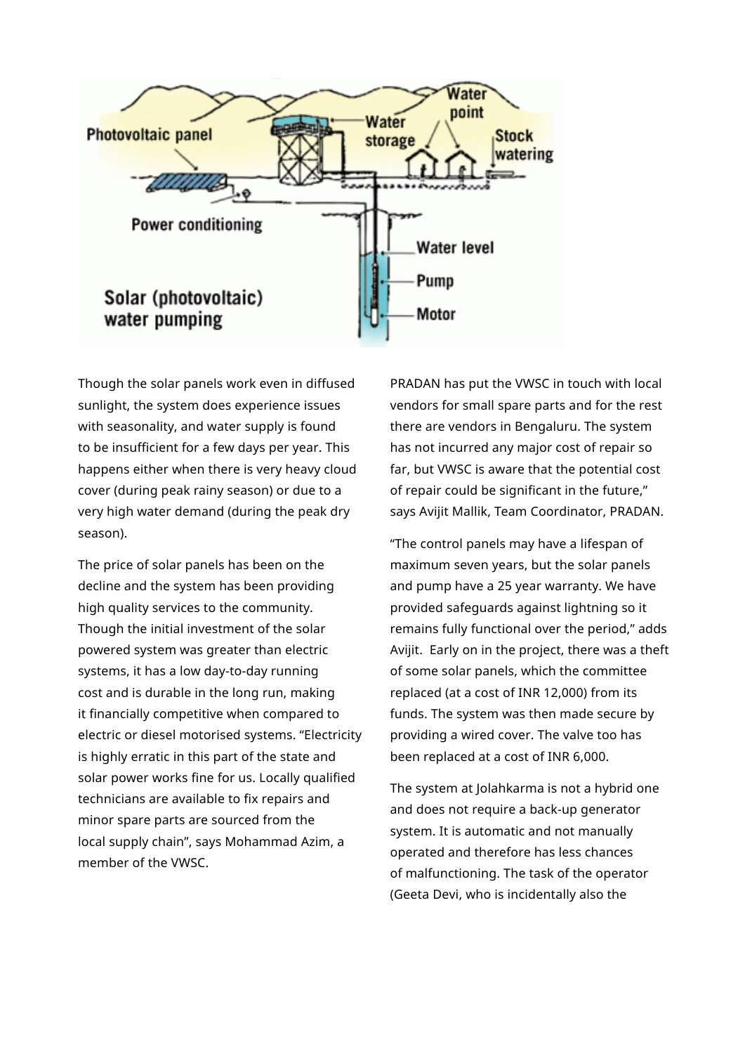Though the solar panels work even in diffused sunlight, the system does experience issues with seasonality, and water supply is found to be insufficient for a few days per year. This happens either when there is very heavy cloud cover (during peak rainy season) or due to a very high water demand (during the peak dry season).

The price of solar panels has been on the decline and the system has been providing high quality services to the community. Though the initial investment of the solar powered system was greater than electric systems, it has a low day-to-day running cost and is durable in the long run, making it financially competitive when compared to electric or diesel motorised systems. “Electricity is highly erratic in this part of the state and solar power works fine for us. Locally qualified technicians are available to fix repairs and minor spare parts are sourced from the local supply chain”, says Mohammad Azim, a member of the VWSC.

PRADAN has put the VWSC in touch with local vendors for small spare parts and for the rest there are vendors in Bengaluru. The system has not incurred any major cost of repair so far, but VWSC is aware that the potential cost of repair could be significant in the future,” says Avijit Mallik, Team Coordinator, PRADAN.

“The control panels may have a lifespan of maximum seven years, but the solar panels and pump have a 25 year warranty. We have provided safeguards against lightning so it remains fully functional over the period,” adds Avijit. Early on in the project, there was a theft of some solar panels, which the committee replaced (at a cost of INR 12,000) from its funds. The system was then made secure by providing a wired cover. The valve too has been replaced at a cost of INR 6,000.

The system at Jolahkarma is not a hybrid one and does not require a back-up generator system. It is automatic and not manually operated and therefore has less chances of malfunctioning. The task of the operator (Geeta Devi, who is incidentally also the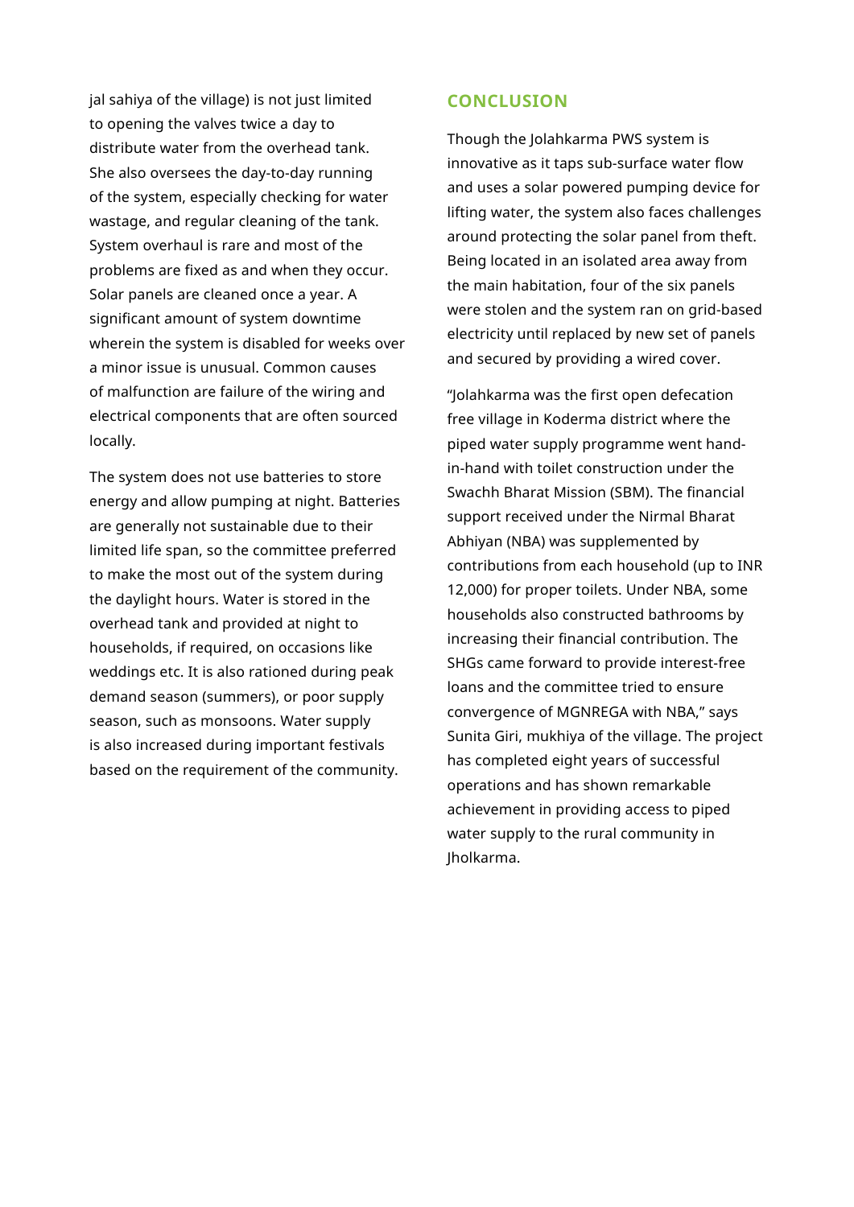jal sahiya of the village) is not just limited to opening the valves twice a day to distribute water from the overhead tank. She also oversees the day-to-day running of the system, especially checking for water wastage, and regular cleaning of the tank. System overhaul is rare and most of the problems are fixed as and when they occur. Solar panels are cleaned once a year. A significant amount of system downtime wherein the system is disabled for weeks over a minor issue is unusual. Common causes of malfunction are failure of the wiring and electrical components that are often sourced locally.

The system does not use batteries to store energy and allow pumping at night. Batteries are generally not sustainable due to their limited life span, so the committee preferred to make the most out of the system during the daylight hours. Water is stored in the overhead tank and provided at night to households, if required, on occasions like weddings etc. It is also rationed during peak demand season (summers), or poor supply season, such as monsoons. Water supply is also increased during important festivals based on the requirement of the community.

## CONCLUSION

Though the Jolahkarma PWS system is innovative as it taps sub-surface water flow and uses a solar powered pumping device for lifting water, the system also faces challenges around protecting the solar panel from theft. Being located in an isolated area away from the main habitation, four of the six panels were stolen and the system ran on grid-based electricity until replaced by new set of panels and secured by providing a wired cover.

"Jolahkarma was the first open defecation free village in Koderma district where the piped water supply programme went hand-in-hand with toilet construction under the Swachh Bharat Mission (SBM). The financial support received under the Nirmal Bharat Abhiyan (NBA) was supplemented by contributions from each household (up to INR 12,000) for proper toilets. Under NBA, some households also constructed bathrooms by increasing their financial contribution. The SHGs came forward to provide interest-free loans and the committee tried to ensure convergence of MGNREGA with NBA," says Sunita Giri, mukhiya of the village. The project has completed eight years of successful operations and has shown remarkable achievement in providing access to piped water supply to the rural community in Jholkarma.